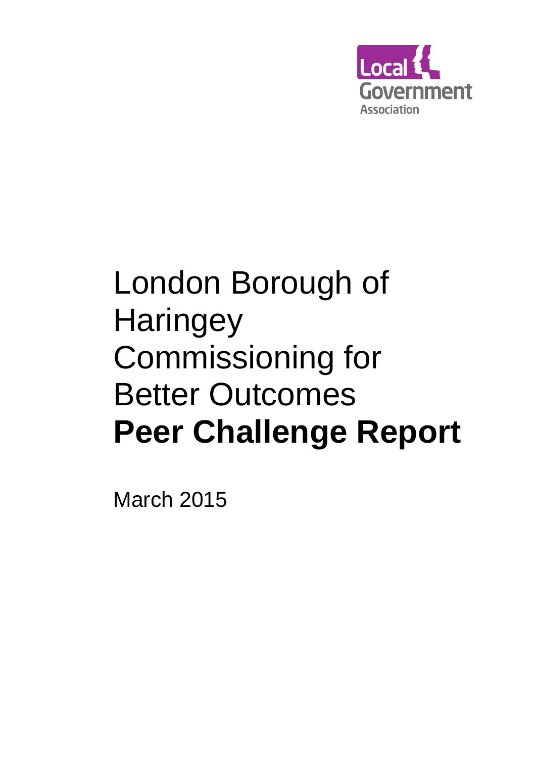Local Government Association

# London Borough of Haringey Commissioning for Better Outcomes **Peer Challenge Report**

March 2015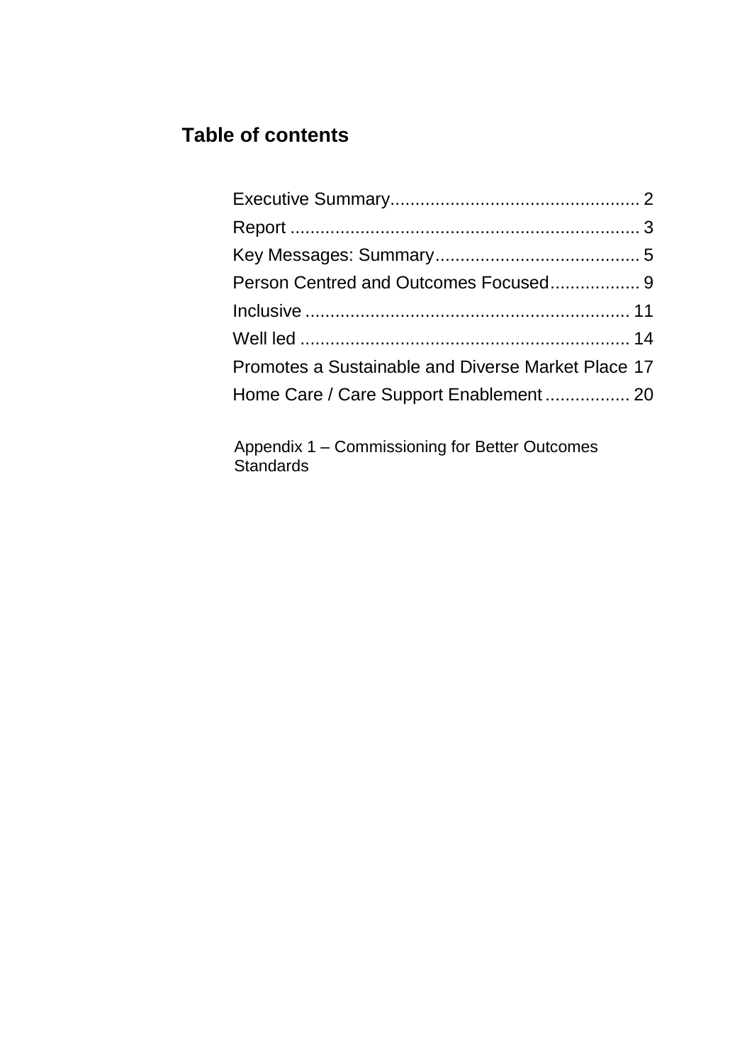## Table of contents

Executive Summary................................................. 2
Report ...................................................................... 3
Key Messages: Summary......................................... 5
Person Centred and Outcomes Focused.................. 9
Inclusive ................................................................. 11
Well led .................................................................. 14
Promotes a Sustainable and Diverse Market Place 17
Home Care / Care Support Enablement ................. 20

Appendix 1 – Commissioning for Better Outcomes Standards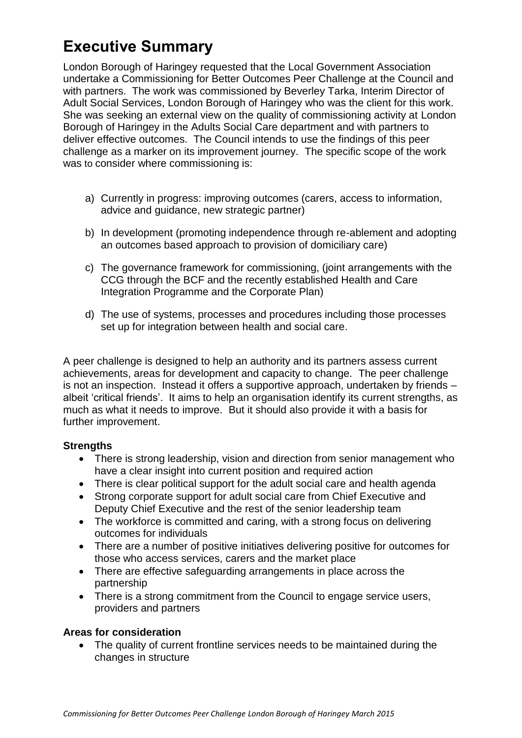# Executive Summary

London Borough of Haringey requested that the Local Government Association undertake a Commissioning for Better Outcomes Peer Challenge at the Council and with partners. The work was commissioned by Beverley Tarka, Interim Director of Adult Social Services, London Borough of Haringey who was the client for this work. She was seeking an external view on the quality of commissioning activity at London Borough of Haringey in the Adults Social Care department and with partners to deliver effective outcomes. The Council intends to use the findings of this peer challenge as a marker on its improvement journey. The specific scope of the work was to consider where commissioning is:

a) Currently in progress: improving outcomes (carers, access to information, advice and guidance, new strategic partner)

b) In development (promoting independence through re-ablement and adopting an outcomes based approach to provision of domiciliary care)

c) The governance framework for commissioning, (joint arrangements with the CCG through the BCF and the recently established Health and Care Integration Programme and the Corporate Plan)

d) The use of systems, processes and procedures including those processes set up for integration between health and social care.

A peer challenge is designed to help an authority and its partners assess current achievements, areas for development and capacity to change. The peer challenge is not an inspection. Instead it offers a supportive approach, undertaken by friends – albeit 'critical friends'. It aims to help an organisation identify its current strengths, as much as what it needs to improve. But it should also provide it with a basis for further improvement.

**Strengths**

- There is strong leadership, vision and direction from senior management who have a clear insight into current position and required action
- There is clear political support for the adult social care and health agenda
- Strong corporate support for adult social care from Chief Executive and Deputy Chief Executive and the rest of the senior leadership team
- The workforce is committed and caring, with a strong focus on delivering outcomes for individuals
- There are a number of positive initiatives delivering positive for outcomes for those who access services, carers and the market place
- There are effective safeguarding arrangements in place across the partnership
- There is a strong commitment from the Council to engage service users, providers and partners

**Areas for consideration**

- The quality of current frontline services needs to be maintained during the changes in structure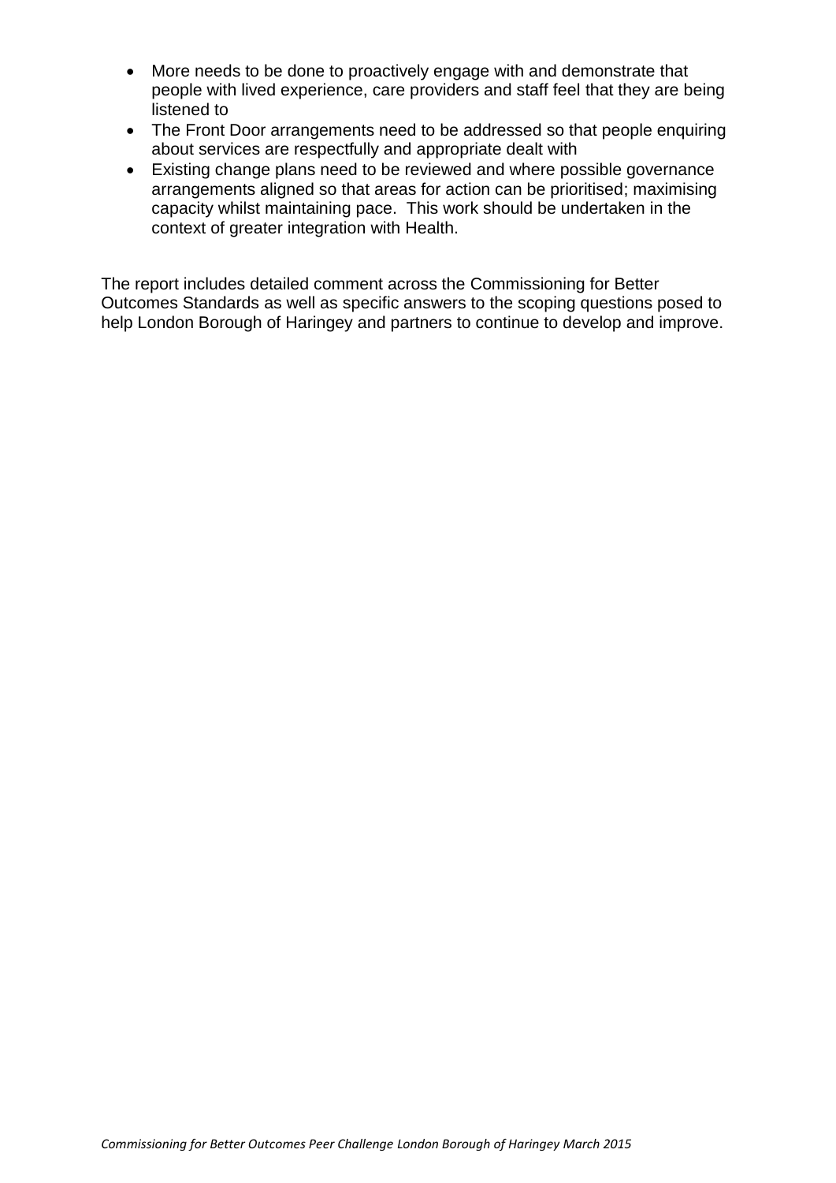- More needs to be done to proactively engage with and demonstrate that people with lived experience, care providers and staff feel that they are being listened to
- The Front Door arrangements need to be addressed so that people enquiring about services are respectfully and appropriate dealt with
- Existing change plans need to be reviewed and where possible governance arrangements aligned so that areas for action can be prioritised; maximising capacity whilst maintaining pace. This work should be undertaken in the context of greater integration with Health.

The report includes detailed comment across the Commissioning for Better Outcomes Standards as well as specific answers to the scoping questions posed to help London Borough of Haringey and partners to continue to develop and improve.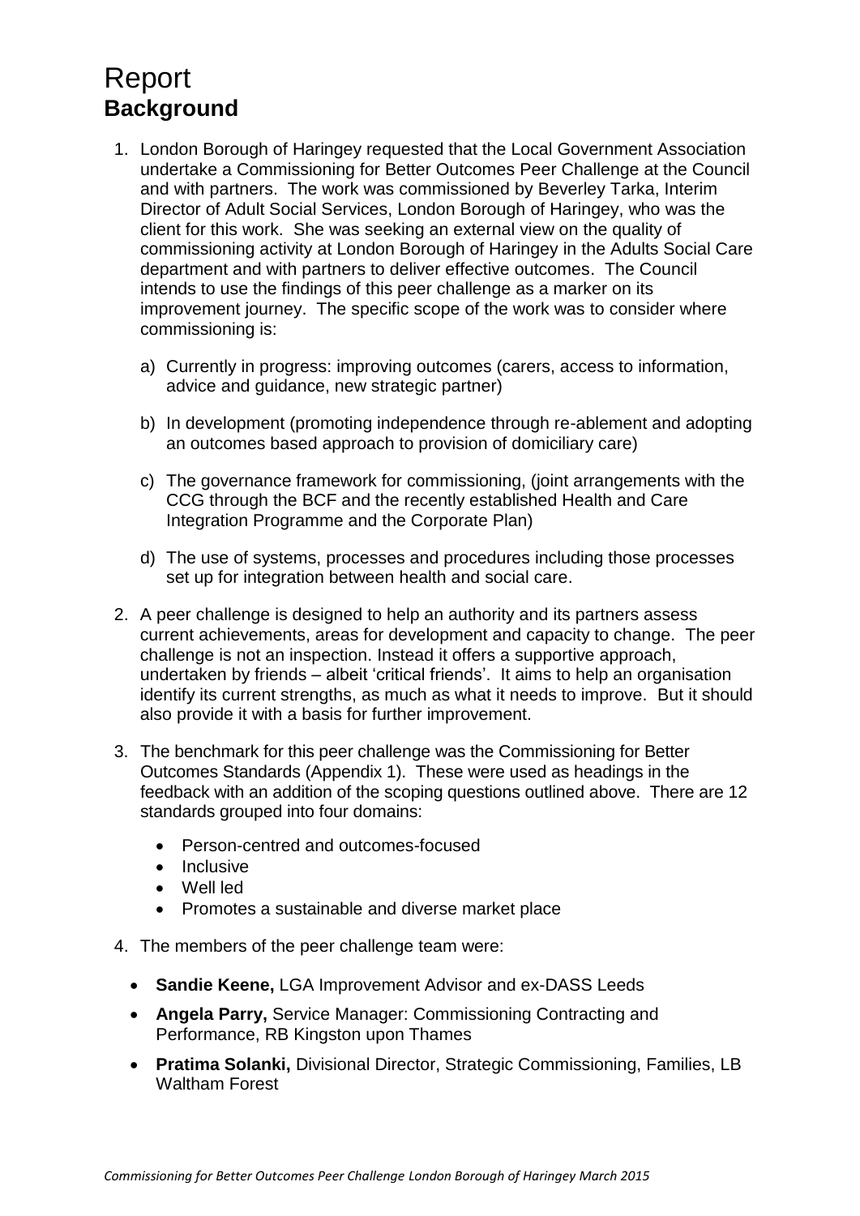# Report

## Background

1. London Borough of Haringey requested that the Local Government Association undertake a Commissioning for Better Outcomes Peer Challenge at the Council and with partners. The work was commissioned by Beverley Tarka, Interim Director of Adult Social Services, London Borough of Haringey, who was the client for this work. She was seeking an external view on the quality of commissioning activity at London Borough of Haringey in the Adults Social Care department and with partners to deliver effective outcomes. The Council intends to use the findings of this peer challenge as a marker on its improvement journey. The specific scope of the work was to consider where commissioning is:

   a) Currently in progress: improving outcomes (carers, access to information, advice and guidance, new strategic partner)

   b) In development (promoting independence through re-ablement and adopting an outcomes based approach to provision of domiciliary care)

   c) The governance framework for commissioning, (joint arrangements with the CCG through the BCF and the recently established Health and Care Integration Programme and the Corporate Plan)

   d) The use of systems, processes and procedures including those processes set up for integration between health and social care.

2. A peer challenge is designed to help an authority and its partners assess current achievements, areas for development and capacity to change. The peer challenge is not an inspection. Instead it offers a supportive approach, undertaken by friends – albeit 'critical friends'. It aims to help an organisation identify its current strengths, as much as what it needs to improve. But it should also provide it with a basis for further improvement.

3. The benchmark for this peer challenge was the Commissioning for Better Outcomes Standards (Appendix 1). These were used as headings in the feedback with an addition of the scoping questions outlined above. There are 12 standards grouped into four domains:

   - Person-centred and outcomes-focused
   - Inclusive
   - Well led
   - Promotes a sustainable and diverse market place

4. The members of the peer challenge team were:

   - **Sandie Keene,** LGA Improvement Advisor and ex-DASS Leeds
   - **Angela Parry,** Service Manager: Commissioning Contracting and Performance, RB Kingston upon Thames
   - **Pratima Solanki,** Divisional Director, Strategic Commissioning, Families, LB Waltham Forest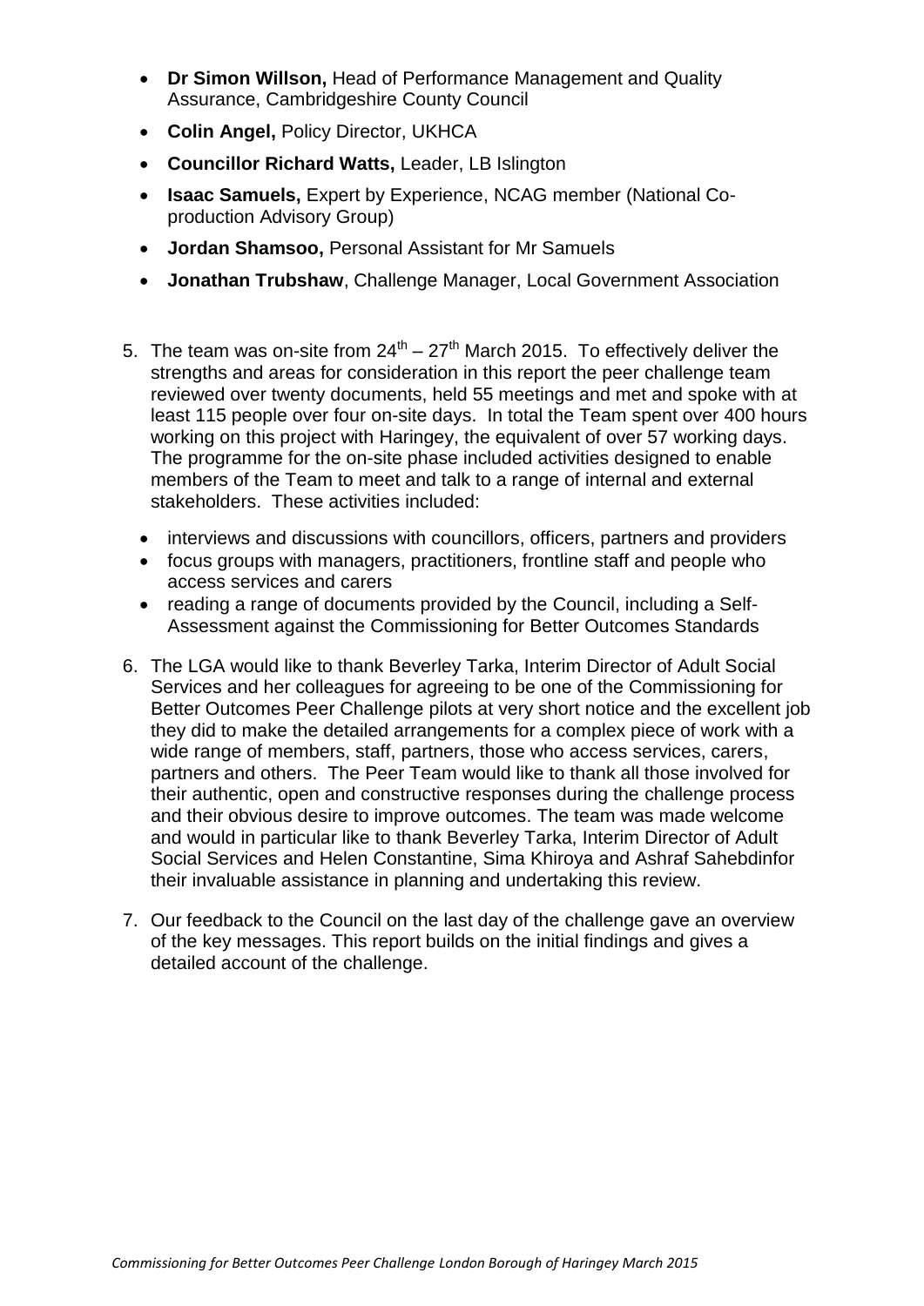- **Dr Simon Willson,** Head of Performance Management and Quality Assurance, Cambridgeshire County Council
- **Colin Angel,** Policy Director, UKHCA
- **Councillor Richard Watts,** Leader, LB Islington
- **Isaac Samuels,** Expert by Experience, NCAG member (National Co-production Advisory Group)
- **Jordan Shamsoo,** Personal Assistant for Mr Samuels
- **Jonathan Trubshaw**, Challenge Manager, Local Government Association

5. The team was on-site from 24th – 27th March 2015. To effectively deliver the strengths and areas for consideration in this report the peer challenge team reviewed over twenty documents, held 55 meetings and met and spoke with at least 115 people over four on-site days. In total the Team spent over 400 hours working on this project with Haringey, the equivalent of over 57 working days. The programme for the on-site phase included activities designed to enable members of the Team to meet and talk to a range of internal and external stakeholders. These activities included:

   - interviews and discussions with councillors, officers, partners and providers
   - focus groups with managers, practitioners, frontline staff and people who access services and carers
   - reading a range of documents provided by the Council, including a Self-Assessment against the Commissioning for Better Outcomes Standards

6. The LGA would like to thank Beverley Tarka, Interim Director of Adult Social Services and her colleagues for agreeing to be one of the Commissioning for Better Outcomes Peer Challenge pilots at very short notice and the excellent job they did to make the detailed arrangements for a complex piece of work with a wide range of members, staff, partners, those who access services, carers, partners and others. The Peer Team would like to thank all those involved for their authentic, open and constructive responses during the challenge process and their obvious desire to improve outcomes. The team was made welcome and would in particular like to thank Beverley Tarka, Interim Director of Adult Social Services and Helen Constantine, Sima Khiroya and Ashraf Sahebdinfor their invaluable assistance in planning and undertaking this review.

7. Our feedback to the Council on the last day of the challenge gave an overview of the key messages. This report builds on the initial findings and gives a detailed account of the challenge.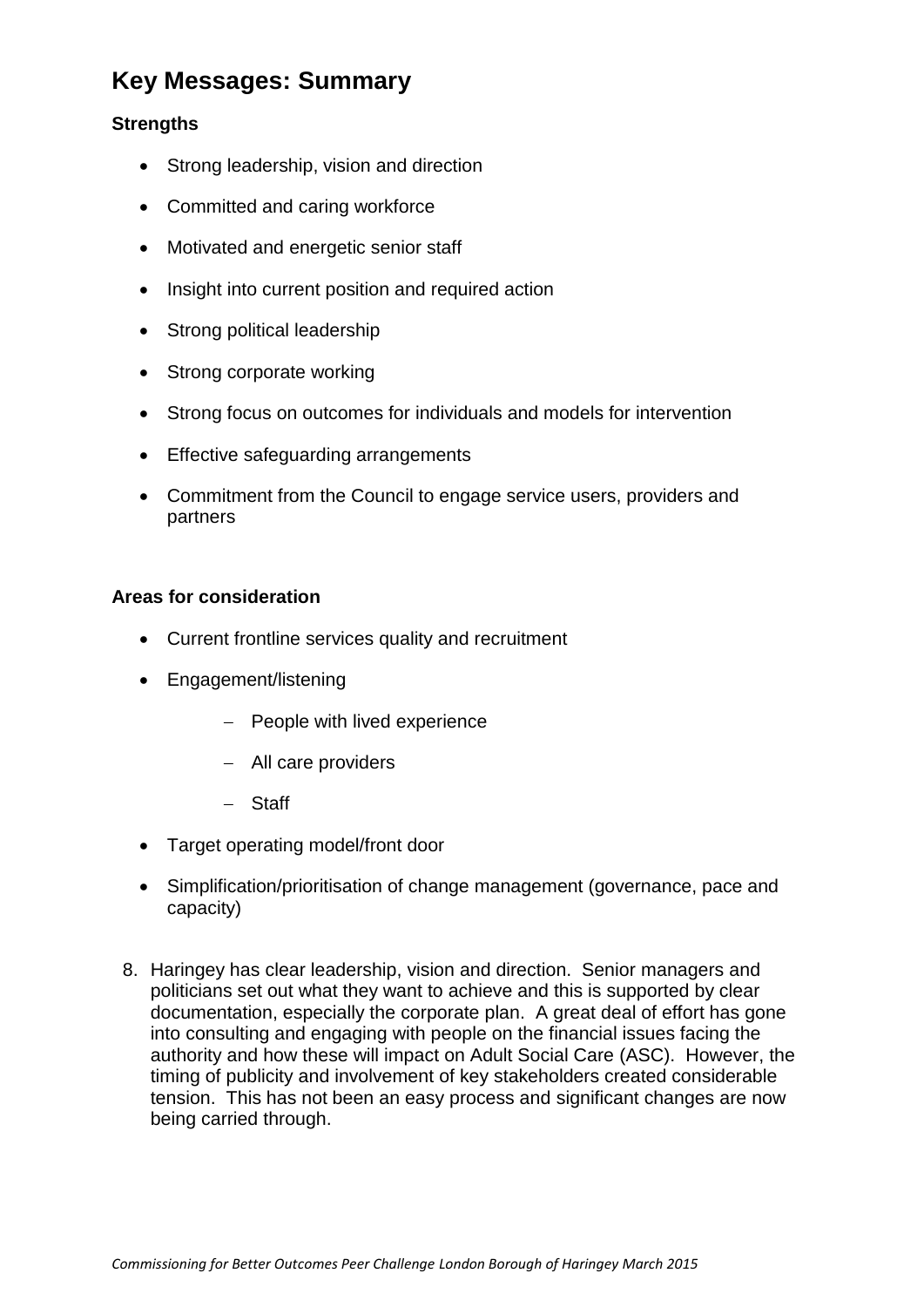## Key Messages: Summary

**Strengths**

- Strong leadership, vision and direction
- Committed and caring workforce
- Motivated and energetic senior staff
- Insight into current position and required action
- Strong political leadership
- Strong corporate working
- Strong focus on outcomes for individuals and models for intervention
- Effective safeguarding arrangements
- Commitment from the Council to engage service users, providers and partners

**Areas for consideration**

- Current frontline services quality and recruitment
- Engagement/listening
  - People with lived experience
  - All care providers
  - Staff
- Target operating model/front door
- Simplification/prioritisation of change management (governance, pace and capacity)

8. Haringey has clear leadership, vision and direction. Senior managers and politicians set out what they want to achieve and this is supported by clear documentation, especially the corporate plan. A great deal of effort has gone into consulting and engaging with people on the financial issues facing the authority and how these will impact on Adult Social Care (ASC). However, the timing of publicity and involvement of key stakeholders created considerable tension. This has not been an easy process and significant changes are now being carried through.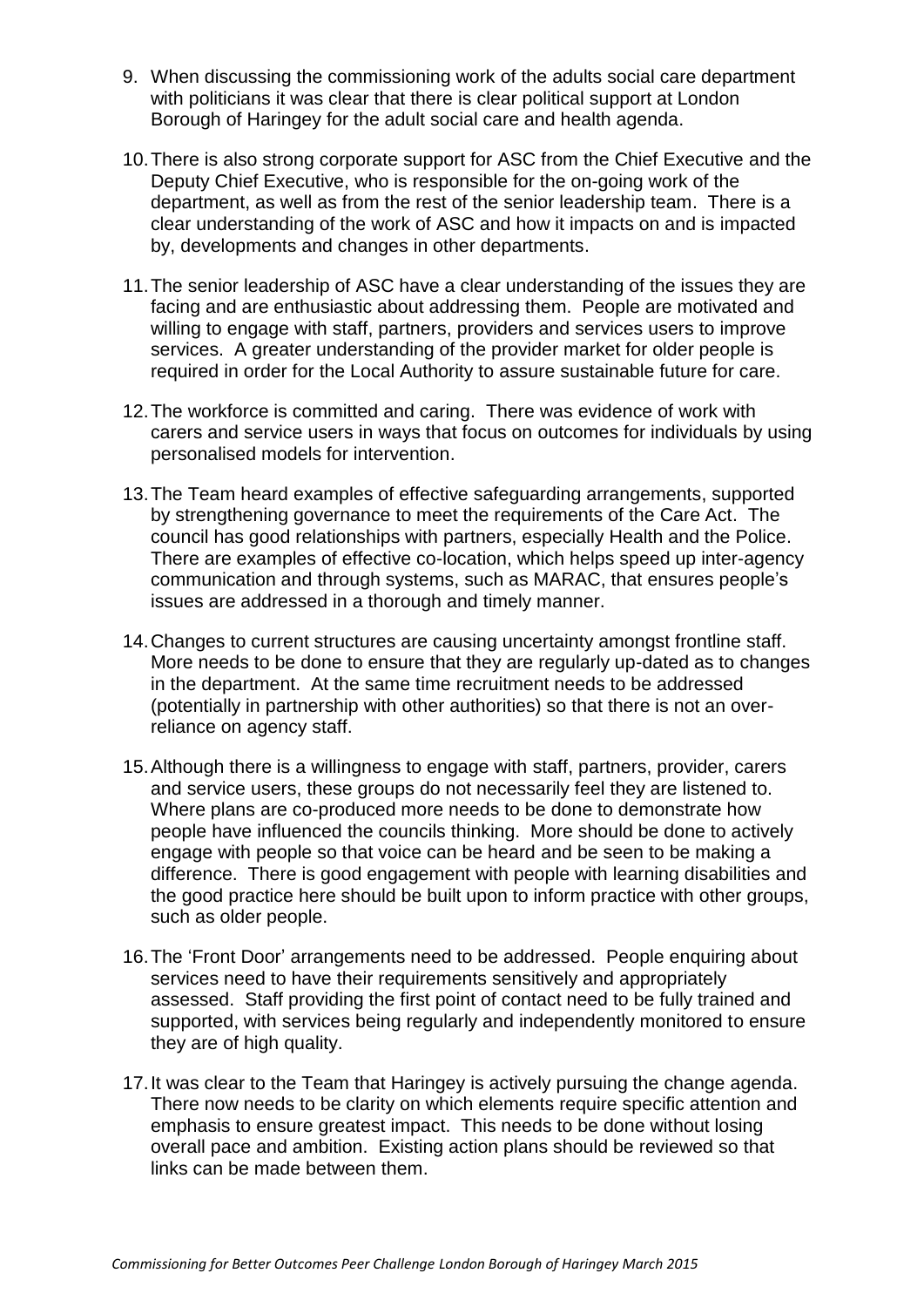9. When discussing the commissioning work of the adults social care department with politicians it was clear that there is clear political support at London Borough of Haringey for the adult social care and health agenda.

10. There is also strong corporate support for ASC from the Chief Executive and the Deputy Chief Executive, who is responsible for the on-going work of the department, as well as from the rest of the senior leadership team. There is a clear understanding of the work of ASC and how it impacts on and is impacted by, developments and changes in other departments.

11. The senior leadership of ASC have a clear understanding of the issues they are facing and are enthusiastic about addressing them. People are motivated and willing to engage with staff, partners, providers and services users to improve services. A greater understanding of the provider market for older people is required in order for the Local Authority to assure sustainable future for care.

12. The workforce is committed and caring. There was evidence of work with carers and service users in ways that focus on outcomes for individuals by using personalised models for intervention.

13. The Team heard examples of effective safeguarding arrangements, supported by strengthening governance to meet the requirements of the Care Act. The council has good relationships with partners, especially Health and the Police. There are examples of effective co-location, which helps speed up inter-agency communication and through systems, such as MARAC, that ensures people's issues are addressed in a thorough and timely manner.

14. Changes to current structures are causing uncertainty amongst frontline staff. More needs to be done to ensure that they are regularly up-dated as to changes in the department. At the same time recruitment needs to be addressed (potentially in partnership with other authorities) so that there is not an over-reliance on agency staff.

15. Although there is a willingness to engage with staff, partners, provider, carers and service users, these groups do not necessarily feel they are listened to. Where plans are co-produced more needs to be done to demonstrate how people have influenced the councils thinking. More should be done to actively engage with people so that voice can be heard and be seen to be making a difference. There is good engagement with people with learning disabilities and the good practice here should be built upon to inform practice with other groups, such as older people.

16. The 'Front Door' arrangements need to be addressed. People enquiring about services need to have their requirements sensitively and appropriately assessed. Staff providing the first point of contact need to be fully trained and supported, with services being regularly and independently monitored to ensure they are of high quality.

17. It was clear to the Team that Haringey is actively pursuing the change agenda. There now needs to be clarity on which elements require specific attention and emphasis to ensure greatest impact. This needs to be done without losing overall pace and ambition. Existing action plans should be reviewed so that links can be made between them.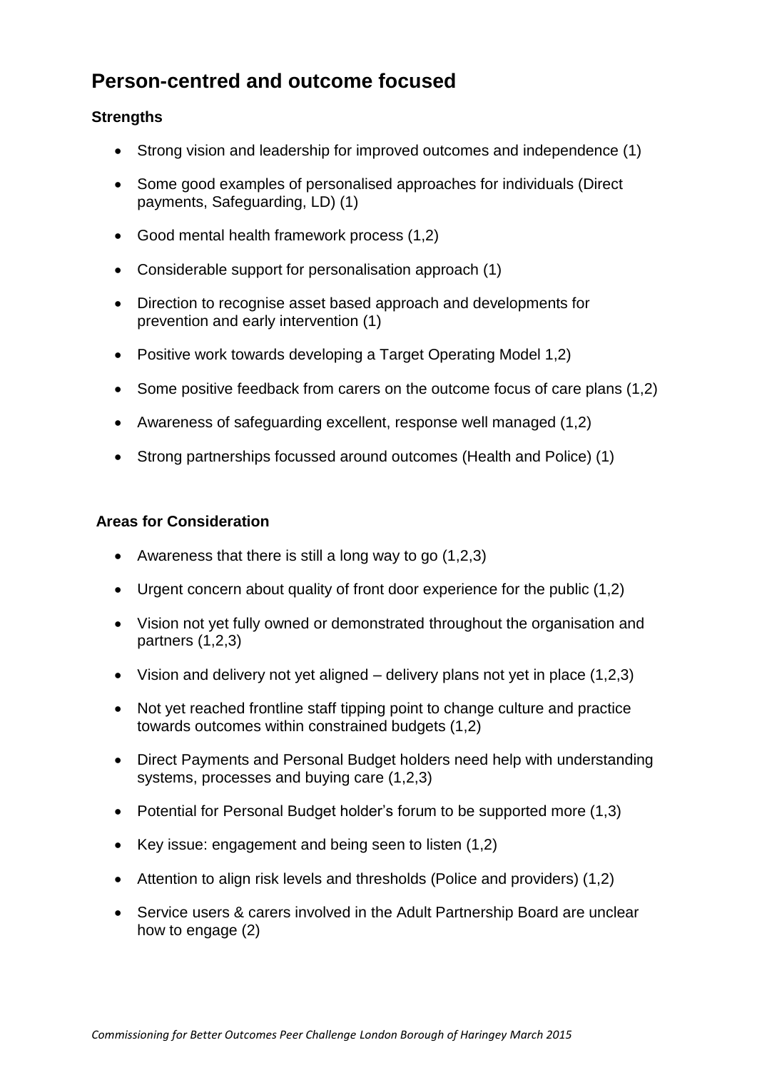## Person-centred and outcome focused

**Strengths**

- Strong vision and leadership for improved outcomes and independence (1)
- Some good examples of personalised approaches for individuals (Direct payments, Safeguarding, LD) (1)
- Good mental health framework process (1,2)
- Considerable support for personalisation approach (1)
- Direction to recognise asset based approach and developments for prevention and early intervention (1)
- Positive work towards developing a Target Operating Model 1,2)
- Some positive feedback from carers on the outcome focus of care plans (1,2)
- Awareness of safeguarding excellent, response well managed (1,2)
- Strong partnerships focussed around outcomes (Health and Police) (1)

**Areas for Consideration**

- Awareness that there is still a long way to go (1,2,3)
- Urgent concern about quality of front door experience for the public (1,2)
- Vision not yet fully owned or demonstrated throughout the organisation and partners (1,2,3)
- Vision and delivery not yet aligned – delivery plans not yet in place (1,2,3)
- Not yet reached frontline staff tipping point to change culture and practice towards outcomes within constrained budgets (1,2)
- Direct Payments and Personal Budget holders need help with understanding systems, processes and buying care (1,2,3)
- Potential for Personal Budget holder's forum to be supported more (1,3)
- Key issue: engagement and being seen to listen (1,2)
- Attention to align risk levels and thresholds (Police and providers) (1,2)
- Service users & carers involved in the Adult Partnership Board are unclear how to engage (2)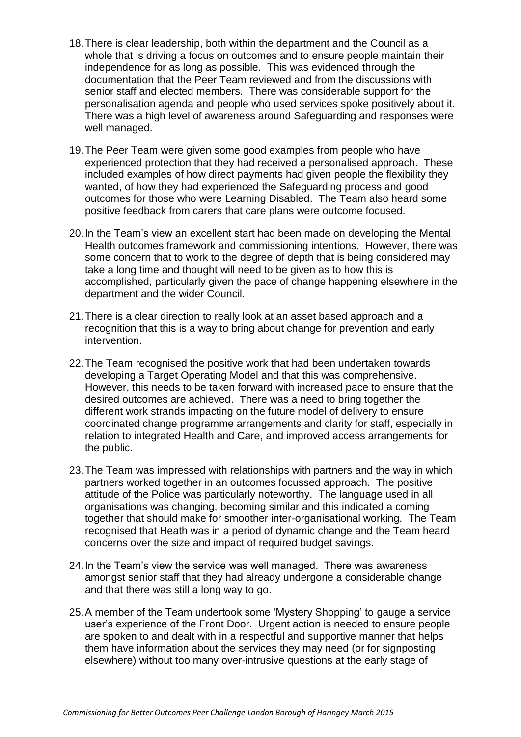18. There is clear leadership, both within the department and the Council as a whole that is driving a focus on outcomes and to ensure people maintain their independence for as long as possible. This was evidenced through the documentation that the Peer Team reviewed and from the discussions with senior staff and elected members. There was considerable support for the personalisation agenda and people who used services spoke positively about it. There was a high level of awareness around Safeguarding and responses were well managed.

19. The Peer Team were given some good examples from people who have experienced protection that they had received a personalised approach. These included examples of how direct payments had given people the flexibility they wanted, of how they had experienced the Safeguarding process and good outcomes for those who were Learning Disabled. The Team also heard some positive feedback from carers that care plans were outcome focused.

20. In the Team's view an excellent start had been made on developing the Mental Health outcomes framework and commissioning intentions. However, there was some concern that to work to the degree of depth that is being considered may take a long time and thought will need to be given as to how this is accomplished, particularly given the pace of change happening elsewhere in the department and the wider Council.

21. There is a clear direction to really look at an asset based approach and a recognition that this is a way to bring about change for prevention and early intervention.

22. The Team recognised the positive work that had been undertaken towards developing a Target Operating Model and that this was comprehensive. However, this needs to be taken forward with increased pace to ensure that the desired outcomes are achieved. There was a need to bring together the different work strands impacting on the future model of delivery to ensure coordinated change programme arrangements and clarity for staff, especially in relation to integrated Health and Care, and improved access arrangements for the public.

23. The Team was impressed with relationships with partners and the way in which partners worked together in an outcomes focussed approach. The positive attitude of the Police was particularly noteworthy. The language used in all organisations was changing, becoming similar and this indicated a coming together that should make for smoother inter-organisational working. The Team recognised that Heath was in a period of dynamic change and the Team heard concerns over the size and impact of required budget savings.

24. In the Team's view the service was well managed. There was awareness amongst senior staff that they had already undergone a considerable change and that there was still a long way to go.

25. A member of the Team undertook some 'Mystery Shopping' to gauge a service user's experience of the Front Door. Urgent action is needed to ensure people are spoken to and dealt with in a respectful and supportive manner that helps them have information about the services they may need (or for signposting elsewhere) without too many over-intrusive questions at the early stage of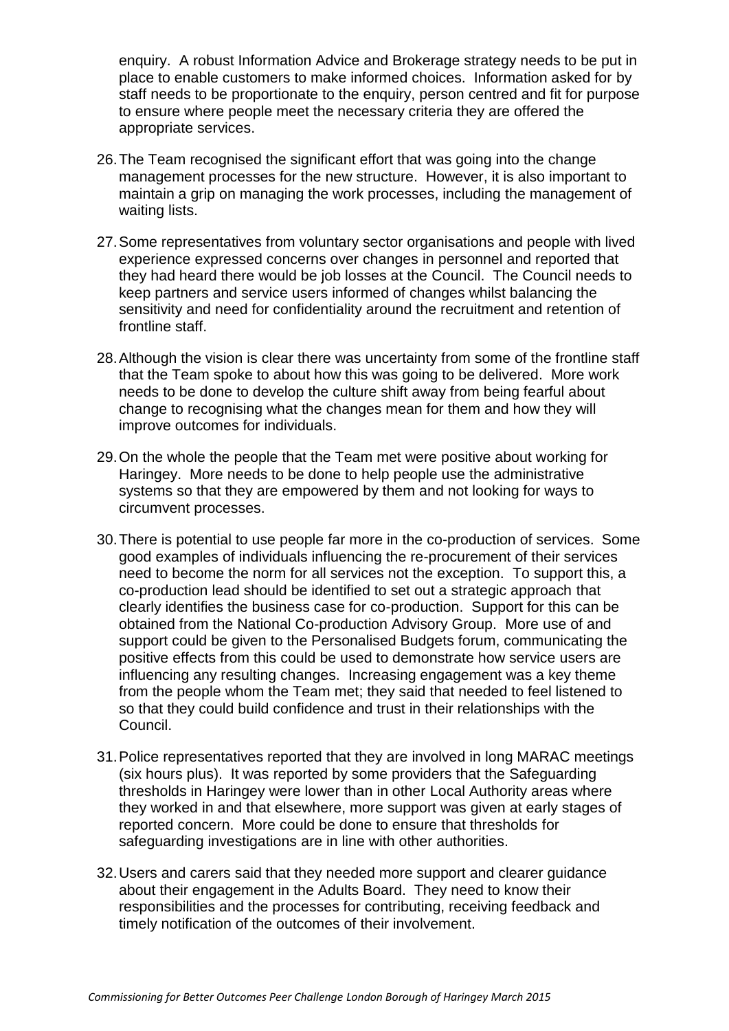enquiry. A robust Information Advice and Brokerage strategy needs to be put in place to enable customers to make informed choices. Information asked for by staff needs to be proportionate to the enquiry, person centred and fit for purpose to ensure where people meet the necessary criteria they are offered the appropriate services.

26. The Team recognised the significant effort that was going into the change management processes for the new structure. However, it is also important to maintain a grip on managing the work processes, including the management of waiting lists.

27. Some representatives from voluntary sector organisations and people with lived experience expressed concerns over changes in personnel and reported that they had heard there would be job losses at the Council. The Council needs to keep partners and service users informed of changes whilst balancing the sensitivity and need for confidentiality around the recruitment and retention of frontline staff.

28. Although the vision is clear there was uncertainty from some of the frontline staff that the Team spoke to about how this was going to be delivered. More work needs to be done to develop the culture shift away from being fearful about change to recognising what the changes mean for them and how they will improve outcomes for individuals.

29. On the whole the people that the Team met were positive about working for Haringey. More needs to be done to help people use the administrative systems so that they are empowered by them and not looking for ways to circumvent processes.

30. There is potential to use people far more in the co-production of services. Some good examples of individuals influencing the re-procurement of their services need to become the norm for all services not the exception. To support this, a co-production lead should be identified to set out a strategic approach that clearly identifies the business case for co-production. Support for this can be obtained from the National Co-production Advisory Group. More use of and support could be given to the Personalised Budgets forum, communicating the positive effects from this could be used to demonstrate how service users are influencing any resulting changes. Increasing engagement was a key theme from the people whom the Team met; they said that needed to feel listened to so that they could build confidence and trust in their relationships with the Council.

31. Police representatives reported that they are involved in long MARAC meetings (six hours plus). It was reported by some providers that the Safeguarding thresholds in Haringey were lower than in other Local Authority areas where they worked in and that elsewhere, more support was given at early stages of reported concern. More could be done to ensure that thresholds for safeguarding investigations are in line with other authorities.

32. Users and carers said that they needed more support and clearer guidance about their engagement in the Adults Board. They need to know their responsibilities and the processes for contributing, receiving feedback and timely notification of the outcomes of their involvement.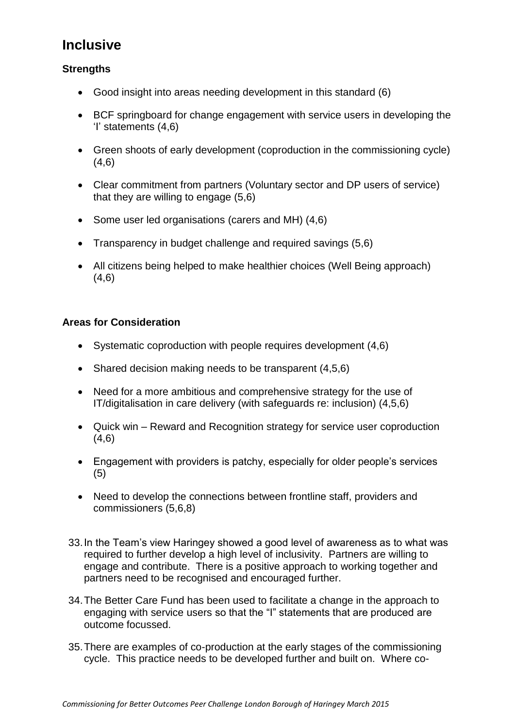## Inclusive

### Strengths

- Good insight into areas needing development in this standard (6)
- BCF springboard for change engagement with service users in developing the 'I' statements (4,6)
- Green shoots of early development (coproduction in the commissioning cycle) (4,6)
- Clear commitment from partners (Voluntary sector and DP users of service) that they are willing to engage (5,6)
- Some user led organisations (carers and MH) (4,6)
- Transparency in budget challenge and required savings (5,6)
- All citizens being helped to make healthier choices (Well Being approach) (4,6)

### Areas for Consideration

- Systematic coproduction with people requires development (4,6)
- Shared decision making needs to be transparent (4,5,6)
- Need for a more ambitious and comprehensive strategy for the use of IT/digitalisation in care delivery (with safeguards re: inclusion) (4,5,6)
- Quick win – Reward and Recognition strategy for service user coproduction (4,6)
- Engagement with providers is patchy, especially for older people's services (5)
- Need to develop the connections between frontline staff, providers and commissioners (5,6,8)

33. In the Team's view Haringey showed a good level of awareness as to what was required to further develop a high level of inclusivity. Partners are willing to engage and contribute. There is a positive approach to working together and partners need to be recognised and encouraged further.

34. The Better Care Fund has been used to facilitate a change in the approach to engaging with service users so that the "I" statements that are produced are outcome focussed.

35. There are examples of co-production at the early stages of the commissioning cycle. This practice needs to be developed further and built on. Where co-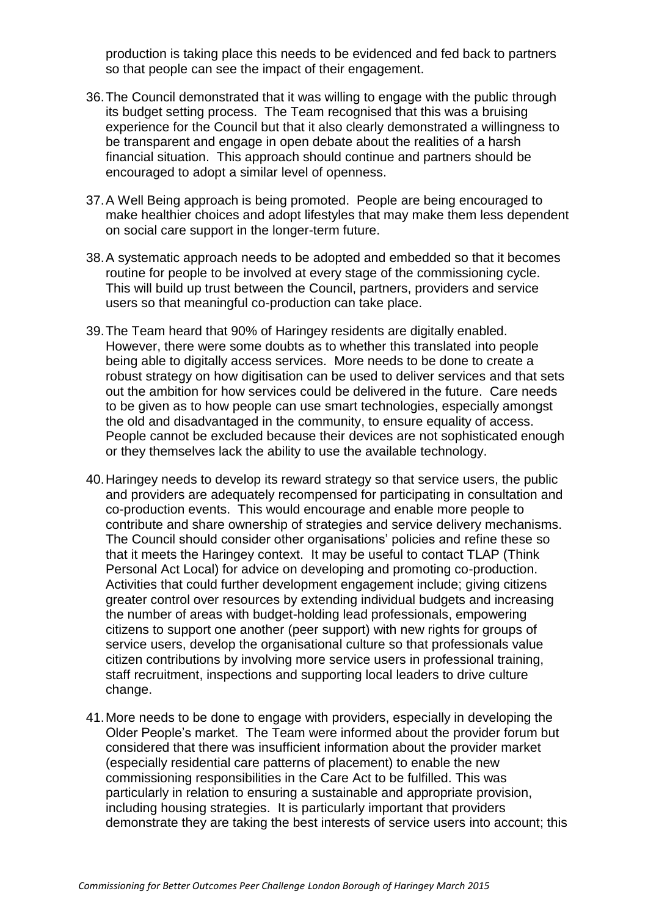production is taking place this needs to be evidenced and fed back to partners so that people can see the impact of their engagement.

36. The Council demonstrated that it was willing to engage with the public through its budget setting process. The Team recognised that this was a bruising experience for the Council but that it also clearly demonstrated a willingness to be transparent and engage in open debate about the realities of a harsh financial situation. This approach should continue and partners should be encouraged to adopt a similar level of openness.

37. A Well Being approach is being promoted. People are being encouraged to make healthier choices and adopt lifestyles that may make them less dependent on social care support in the longer-term future.

38. A systematic approach needs to be adopted and embedded so that it becomes routine for people to be involved at every stage of the commissioning cycle. This will build up trust between the Council, partners, providers and service users so that meaningful co-production can take place.

39. The Team heard that 90% of Haringey residents are digitally enabled. However, there were some doubts as to whether this translated into people being able to digitally access services. More needs to be done to create a robust strategy on how digitisation can be used to deliver services and that sets out the ambition for how services could be delivered in the future. Care needs to be given as to how people can use smart technologies, especially amongst the old and disadvantaged in the community, to ensure equality of access. People cannot be excluded because their devices are not sophisticated enough or they themselves lack the ability to use the available technology.

40. Haringey needs to develop its reward strategy so that service users, the public and providers are adequately recompensed for participating in consultation and co-production events. This would encourage and enable more people to contribute and share ownership of strategies and service delivery mechanisms. The Council should consider other organisations' policies and refine these so that it meets the Haringey context. It may be useful to contact TLAP (Think Personal Act Local) for advice on developing and promoting co-production. Activities that could further development engagement include; giving citizens greater control over resources by extending individual budgets and increasing the number of areas with budget-holding lead professionals, empowering citizens to support one another (peer support) with new rights for groups of service users, develop the organisational culture so that professionals value citizen contributions by involving more service users in professional training, staff recruitment, inspections and supporting local leaders to drive culture change.

41. More needs to be done to engage with providers, especially in developing the Older People's market. The Team were informed about the provider forum but considered that there was insufficient information about the provider market (especially residential care patterns of placement) to enable the new commissioning responsibilities in the Care Act to be fulfilled. This was particularly in relation to ensuring a sustainable and appropriate provision, including housing strategies. It is particularly important that providers demonstrate they are taking the best interests of service users into account; this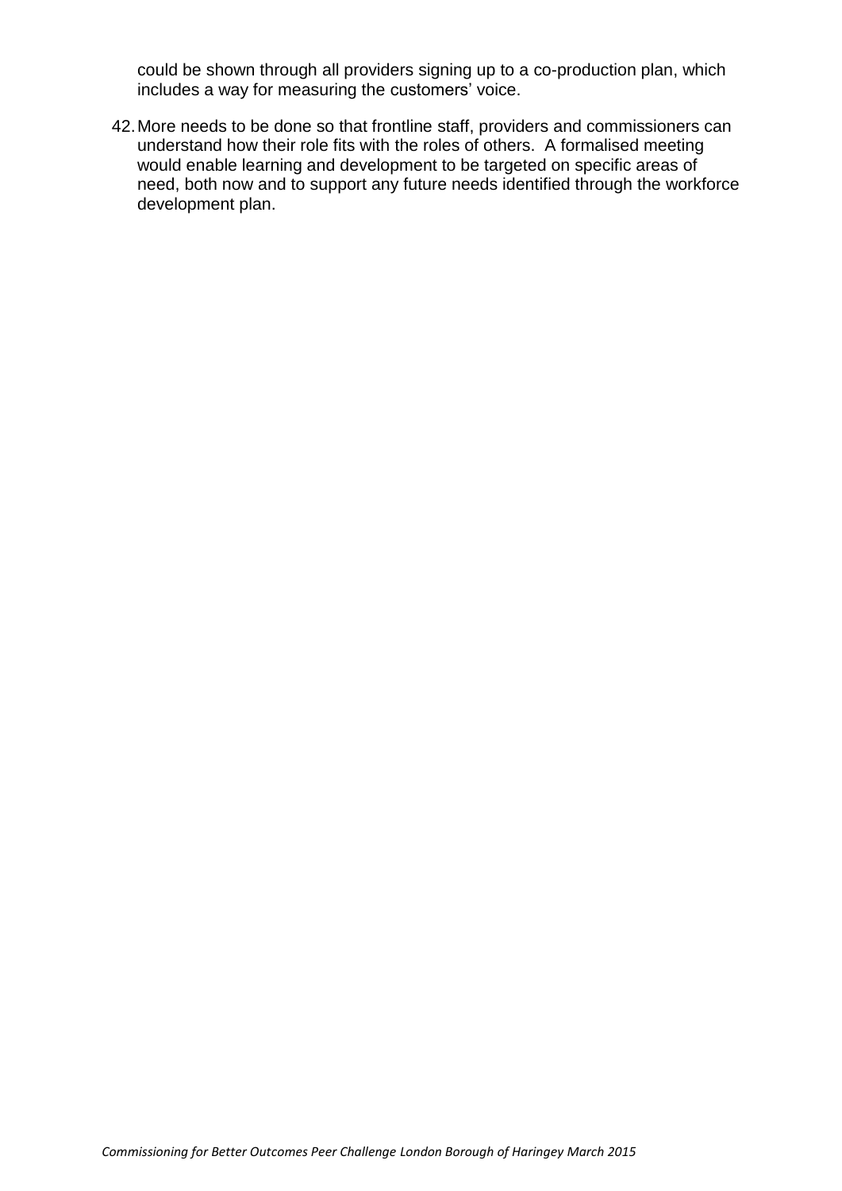could be shown through all providers signing up to a co-production plan, which includes a way for measuring the customers' voice.

42. More needs to be done so that frontline staff, providers and commissioners can understand how their role fits with the roles of others. A formalised meeting would enable learning and development to be targeted on specific areas of need, both now and to support any future needs identified through the workforce development plan.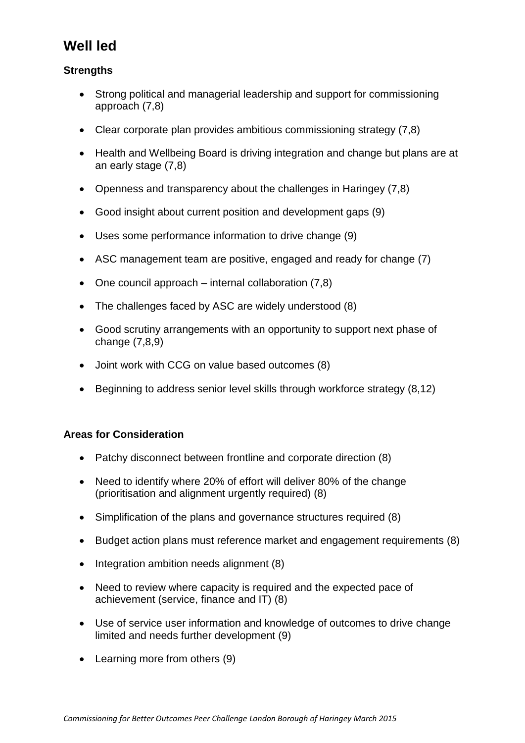## Well led

### Strengths

- Strong political and managerial leadership and support for commissioning approach (7,8)
- Clear corporate plan provides ambitious commissioning strategy (7,8)
- Health and Wellbeing Board is driving integration and change but plans are at an early stage (7,8)
- Openness and transparency about the challenges in Haringey (7,8)
- Good insight about current position and development gaps (9)
- Uses some performance information to drive change (9)
- ASC management team are positive, engaged and ready for change (7)
- One council approach – internal collaboration (7,8)
- The challenges faced by ASC are widely understood (8)
- Good scrutiny arrangements with an opportunity to support next phase of change (7,8,9)
- Joint work with CCG on value based outcomes (8)
- Beginning to address senior level skills through workforce strategy (8,12)

### Areas for Consideration

- Patchy disconnect between frontline and corporate direction (8)
- Need to identify where 20% of effort will deliver 80% of the change (prioritisation and alignment urgently required) (8)
- Simplification of the plans and governance structures required (8)
- Budget action plans must reference market and engagement requirements (8)
- Integration ambition needs alignment (8)
- Need to review where capacity is required and the expected pace of achievement (service, finance and IT) (8)
- Use of service user information and knowledge of outcomes to drive change limited and needs further development (9)
- Learning more from others (9)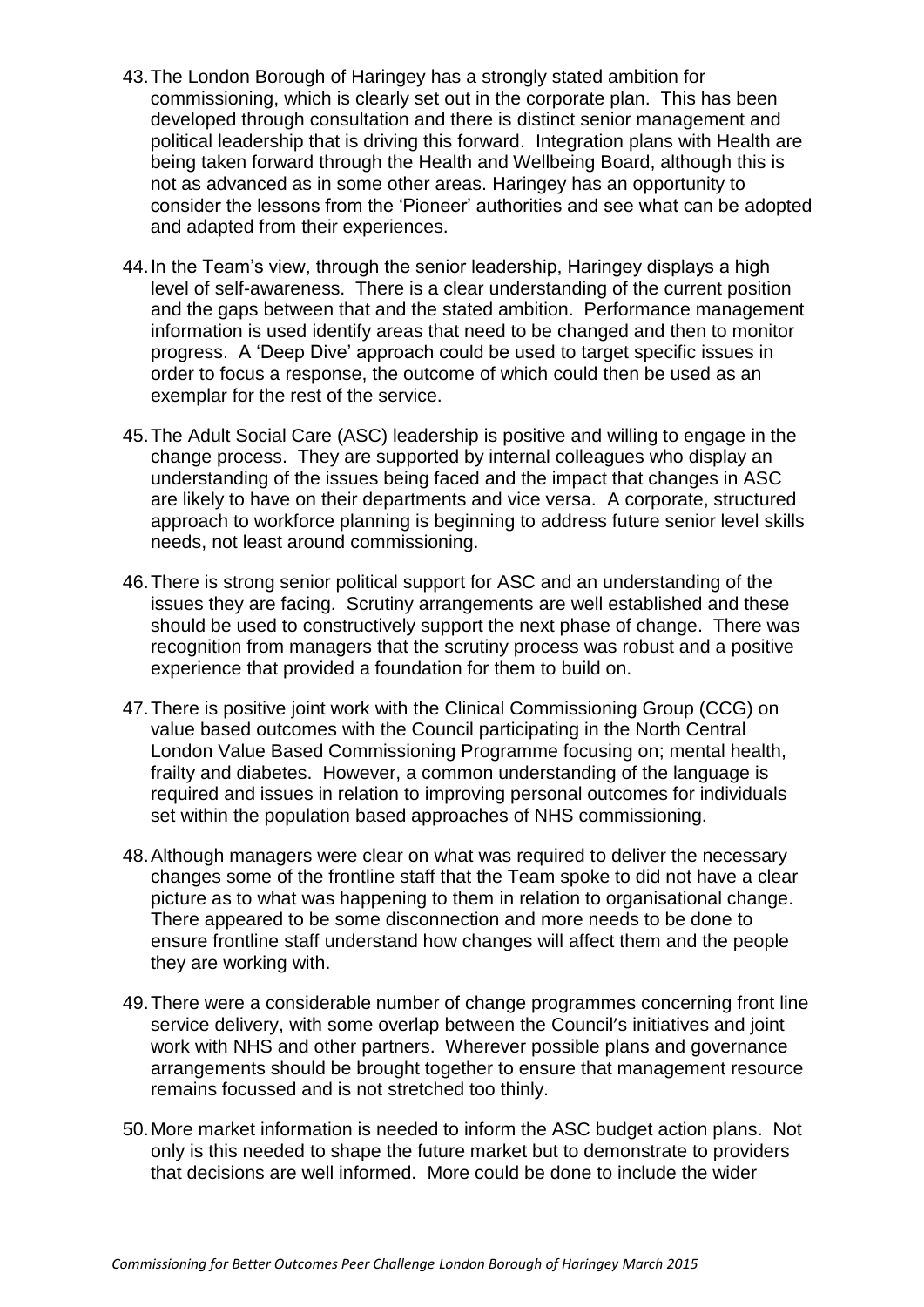43. The London Borough of Haringey has a strongly stated ambition for commissioning, which is clearly set out in the corporate plan. This has been developed through consultation and there is distinct senior management and political leadership that is driving this forward. Integration plans with Health are being taken forward through the Health and Wellbeing Board, although this is not as advanced as in some other areas. Haringey has an opportunity to consider the lessons from the 'Pioneer' authorities and see what can be adopted and adapted from their experiences.

44. In the Team's view, through the senior leadership, Haringey displays a high level of self-awareness. There is a clear understanding of the current position and the gaps between that and the stated ambition. Performance management information is used identify areas that need to be changed and then to monitor progress. A 'Deep Dive' approach could be used to target specific issues in order to focus a response, the outcome of which could then be used as an exemplar for the rest of the service.

45. The Adult Social Care (ASC) leadership is positive and willing to engage in the change process. They are supported by internal colleagues who display an understanding of the issues being faced and the impact that changes in ASC are likely to have on their departments and vice versa. A corporate, structured approach to workforce planning is beginning to address future senior level skills needs, not least around commissioning.

46. There is strong senior political support for ASC and an understanding of the issues they are facing. Scrutiny arrangements are well established and these should be used to constructively support the next phase of change. There was recognition from managers that the scrutiny process was robust and a positive experience that provided a foundation for them to build on.

47. There is positive joint work with the Clinical Commissioning Group (CCG) on value based outcomes with the Council participating in the North Central London Value Based Commissioning Programme focusing on; mental health, frailty and diabetes. However, a common understanding of the language is required and issues in relation to improving personal outcomes for individuals set within the population based approaches of NHS commissioning.

48. Although managers were clear on what was required to deliver the necessary changes some of the frontline staff that the Team spoke to did not have a clear picture as to what was happening to them in relation to organisational change. There appeared to be some disconnection and more needs to be done to ensure frontline staff understand how changes will affect them and the people they are working with.

49. There were a considerable number of change programmes concerning front line service delivery, with some overlap between the Council's initiatives and joint work with NHS and other partners. Wherever possible plans and governance arrangements should be brought together to ensure that management resource remains focussed and is not stretched too thinly.

50. More market information is needed to inform the ASC budget action plans. Not only is this needed to shape the future market but to demonstrate to providers that decisions are well informed. More could be done to include the wider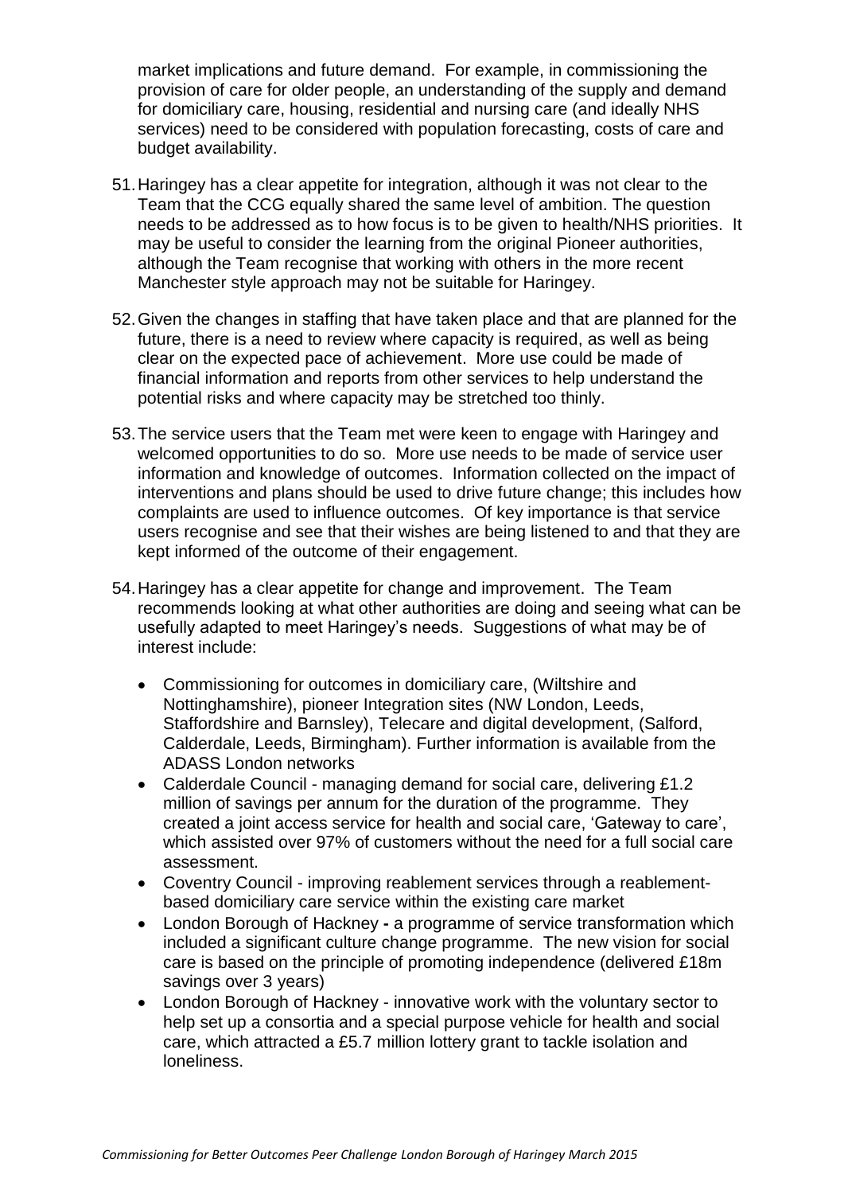market implications and future demand. For example, in commissioning the provision of care for older people, an understanding of the supply and demand for domiciliary care, housing, residential and nursing care (and ideally NHS services) need to be considered with population forecasting, costs of care and budget availability.

51. Haringey has a clear appetite for integration, although it was not clear to the Team that the CCG equally shared the same level of ambition. The question needs to be addressed as to how focus is to be given to health/NHS priorities. It may be useful to consider the learning from the original Pioneer authorities, although the Team recognise that working with others in the more recent Manchester style approach may not be suitable for Haringey.

52. Given the changes in staffing that have taken place and that are planned for the future, there is a need to review where capacity is required, as well as being clear on the expected pace of achievement. More use could be made of financial information and reports from other services to help understand the potential risks and where capacity may be stretched too thinly.

53. The service users that the Team met were keen to engage with Haringey and welcomed opportunities to do so. More use needs to be made of service user information and knowledge of outcomes. Information collected on the impact of interventions and plans should be used to drive future change; this includes how complaints are used to influence outcomes. Of key importance is that service users recognise and see that their wishes are being listened to and that they are kept informed of the outcome of their engagement.

54. Haringey has a clear appetite for change and improvement. The Team recommends looking at what other authorities are doing and seeing what can be usefully adapted to meet Haringey's needs. Suggestions of what may be of interest include:

- Commissioning for outcomes in domiciliary care, (Wiltshire and Nottinghamshire), pioneer Integration sites (NW London, Leeds, Staffordshire and Barnsley), Telecare and digital development, (Salford, Calderdale, Leeds, Birmingham). Further information is available from the ADASS London networks
- Calderdale Council - managing demand for social care, delivering £1.2 million of savings per annum for the duration of the programme. They created a joint access service for health and social care, 'Gateway to care', which assisted over 97% of customers without the need for a full social care assessment.
- Coventry Council - improving reablement services through a reablement-based domiciliary care service within the existing care market
- London Borough of Hackney **-** a programme of service transformation which included a significant culture change programme. The new vision for social care is based on the principle of promoting independence (delivered £18m savings over 3 years)
- London Borough of Hackney - innovative work with the voluntary sector to help set up a consortia and a special purpose vehicle for health and social care, which attracted a £5.7 million lottery grant to tackle isolation and loneliness.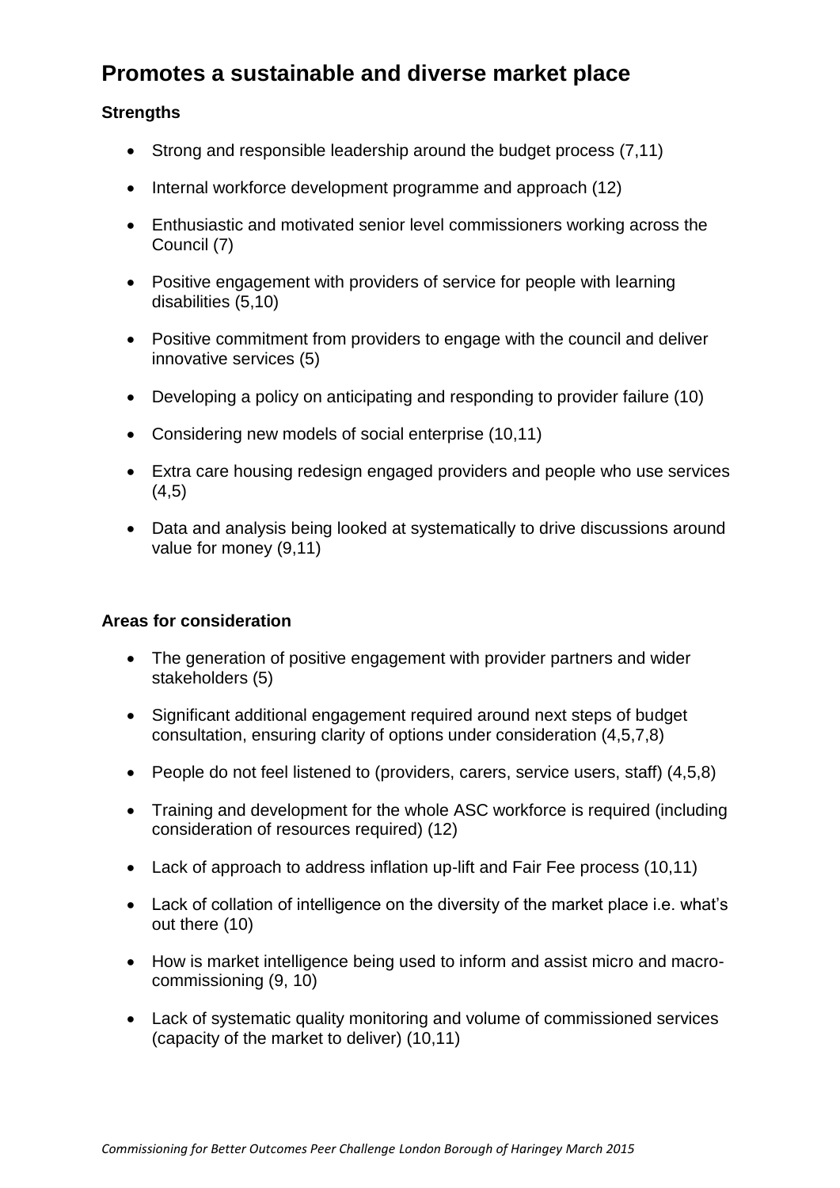## Promotes a sustainable and diverse market place

### Strengths

- Strong and responsible leadership around the budget process (7,11)
- Internal workforce development programme and approach (12)
- Enthusiastic and motivated senior level commissioners working across the Council (7)
- Positive engagement with providers of service for people with learning disabilities (5,10)
- Positive commitment from providers to engage with the council and deliver innovative services (5)
- Developing a policy on anticipating and responding to provider failure (10)
- Considering new models of social enterprise (10,11)
- Extra care housing redesign engaged providers and people who use services (4,5)
- Data and analysis being looked at systematically to drive discussions around value for money (9,11)

### Areas for consideration

- The generation of positive engagement with provider partners and wider stakeholders (5)
- Significant additional engagement required around next steps of budget consultation, ensuring clarity of options under consideration (4,5,7,8)
- People do not feel listened to (providers, carers, service users, staff) (4,5,8)
- Training and development for the whole ASC workforce is required (including consideration of resources required) (12)
- Lack of approach to address inflation up-lift and Fair Fee process (10,11)
- Lack of collation of intelligence on the diversity of the market place i.e. what's out there (10)
- How is market intelligence being used to inform and assist micro and macro-commissioning (9, 10)
- Lack of systematic quality monitoring and volume of commissioned services (capacity of the market to deliver) (10,11)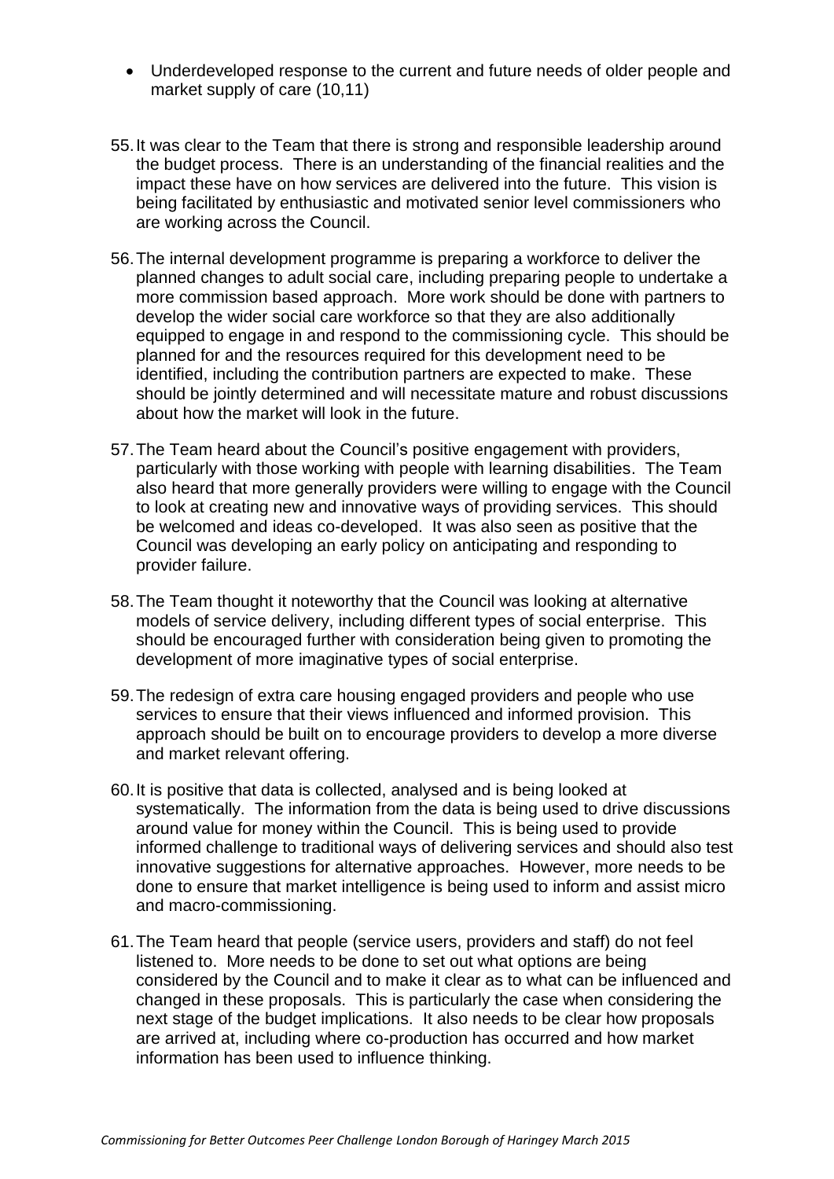- Underdeveloped response to the current and future needs of older people and market supply of care (10,11)

55. It was clear to the Team that there is strong and responsible leadership around the budget process. There is an understanding of the financial realities and the impact these have on how services are delivered into the future. This vision is being facilitated by enthusiastic and motivated senior level commissioners who are working across the Council.

56. The internal development programme is preparing a workforce to deliver the planned changes to adult social care, including preparing people to undertake a more commission based approach. More work should be done with partners to develop the wider social care workforce so that they are also additionally equipped to engage in and respond to the commissioning cycle. This should be planned for and the resources required for this development need to be identified, including the contribution partners are expected to make. These should be jointly determined and will necessitate mature and robust discussions about how the market will look in the future.

57. The Team heard about the Council's positive engagement with providers, particularly with those working with people with learning disabilities. The Team also heard that more generally providers were willing to engage with the Council to look at creating new and innovative ways of providing services. This should be welcomed and ideas co-developed. It was also seen as positive that the Council was developing an early policy on anticipating and responding to provider failure.

58. The Team thought it noteworthy that the Council was looking at alternative models of service delivery, including different types of social enterprise. This should be encouraged further with consideration being given to promoting the development of more imaginative types of social enterprise.

59. The redesign of extra care housing engaged providers and people who use services to ensure that their views influenced and informed provision. This approach should be built on to encourage providers to develop a more diverse and market relevant offering.

60. It is positive that data is collected, analysed and is being looked at systematically. The information from the data is being used to drive discussions around value for money within the Council. This is being used to provide informed challenge to traditional ways of delivering services and should also test innovative suggestions for alternative approaches. However, more needs to be done to ensure that market intelligence is being used to inform and assist micro and macro-commissioning.

61. The Team heard that people (service users, providers and staff) do not feel listened to. More needs to be done to set out what options are being considered by the Council and to make it clear as to what can be influenced and changed in these proposals. This is particularly the case when considering the next stage of the budget implications. It also needs to be clear how proposals are arrived at, including where co-production has occurred and how market information has been used to influence thinking.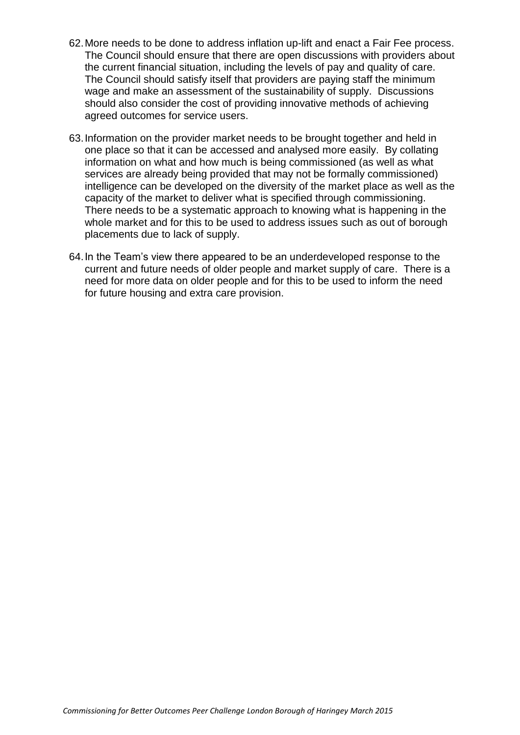62. More needs to be done to address inflation up-lift and enact a Fair Fee process. The Council should ensure that there are open discussions with providers about the current financial situation, including the levels of pay and quality of care. The Council should satisfy itself that providers are paying staff the minimum wage and make an assessment of the sustainability of supply. Discussions should also consider the cost of providing innovative methods of achieving agreed outcomes for service users.

63. Information on the provider market needs to be brought together and held in one place so that it can be accessed and analysed more easily. By collating information on what and how much is being commissioned (as well as what services are already being provided that may not be formally commissioned) intelligence can be developed on the diversity of the market place as well as the capacity of the market to deliver what is specified through commissioning. There needs to be a systematic approach to knowing what is happening in the whole market and for this to be used to address issues such as out of borough placements due to lack of supply.

64. In the Team's view there appeared to be an underdeveloped response to the current and future needs of older people and market supply of care. There is a need for more data on older people and for this to be used to inform the need for future housing and extra care provision.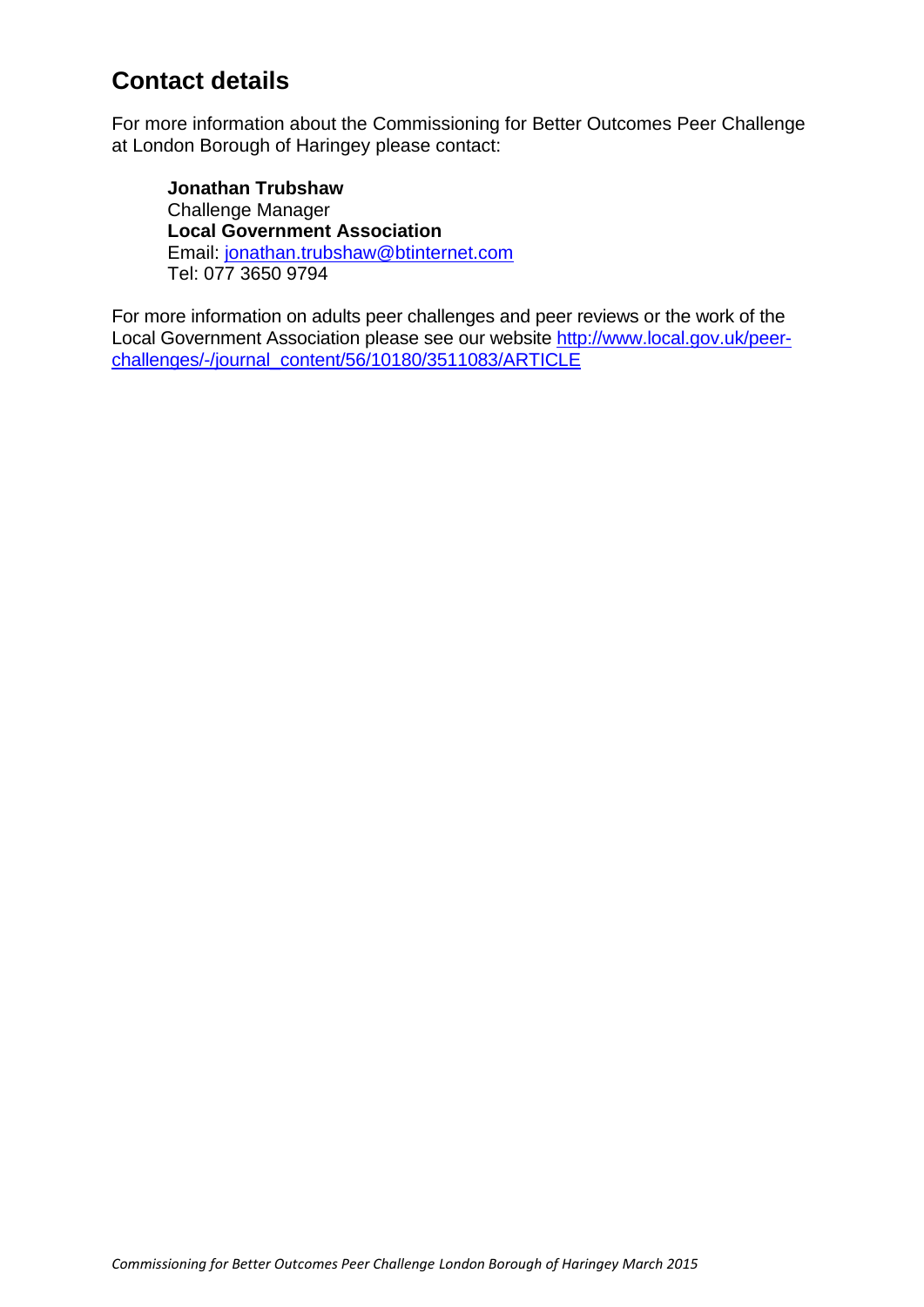## Contact details

For more information about the Commissioning for Better Outcomes Peer Challenge at London Borough of Haringey please contact:

**Jonathan Trubshaw**
Challenge Manager
**Local Government Association**
Email: jonathan.trubshaw@btinternet.com
Tel: 077 3650 9794

For more information on adults peer challenges and peer reviews or the work of the Local Government Association please see our website http://www.local.gov.uk/peer-challenges/-/journal_content/56/10180/3511083/ARTICLE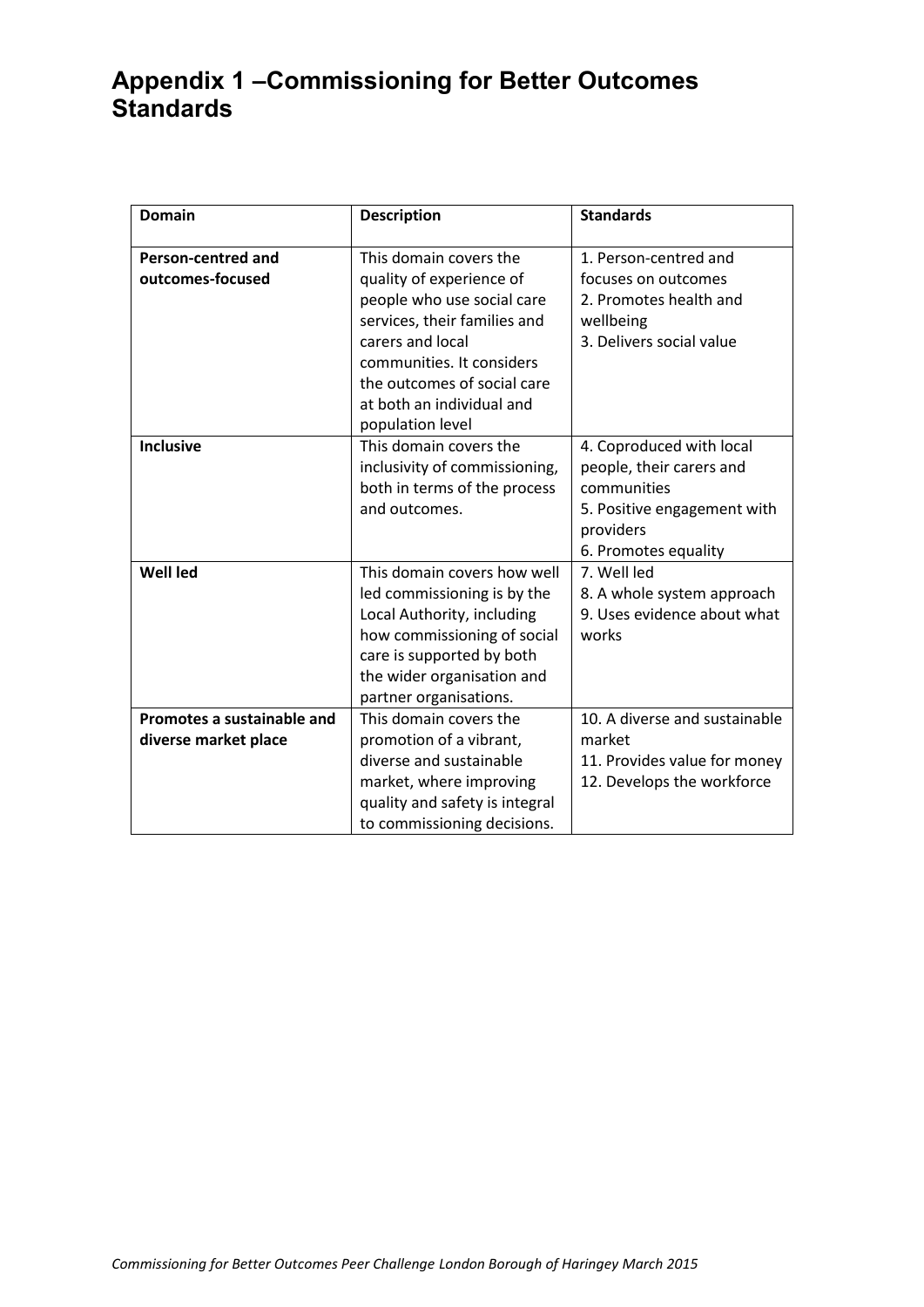# Appendix 1 –Commissioning for Better Outcomes Standards

| Domain | Description | Standards |
|---|---|---|
| **Person-centred and outcomes-focused** | This domain covers the quality of experience of people who use social care services, their families and carers and local communities. It considers the outcomes of social care at both an individual and population level | 1. Person-centred and focuses on outcomes<br>2. Promotes health and wellbeing<br>3. Delivers social value |
| **Inclusive** | This domain covers the inclusivity of commissioning, both in terms of the process and outcomes. | 4. Coproduced with local people, their carers and communities<br>5. Positive engagement with providers<br>6. Promotes equality |
| **Well led** | This domain covers how well led commissioning is by the Local Authority, including how commissioning of social care is supported by both the wider organisation and partner organisations. | 7. Well led<br>8. A whole system approach<br>9. Uses evidence about what works |
| **Promotes a sustainable and diverse market place** | This domain covers the promotion of a vibrant, diverse and sustainable market, where improving quality and safety is integral to commissioning decisions. | 10. A diverse and sustainable market<br>11. Provides value for money<br>12. Develops the workforce |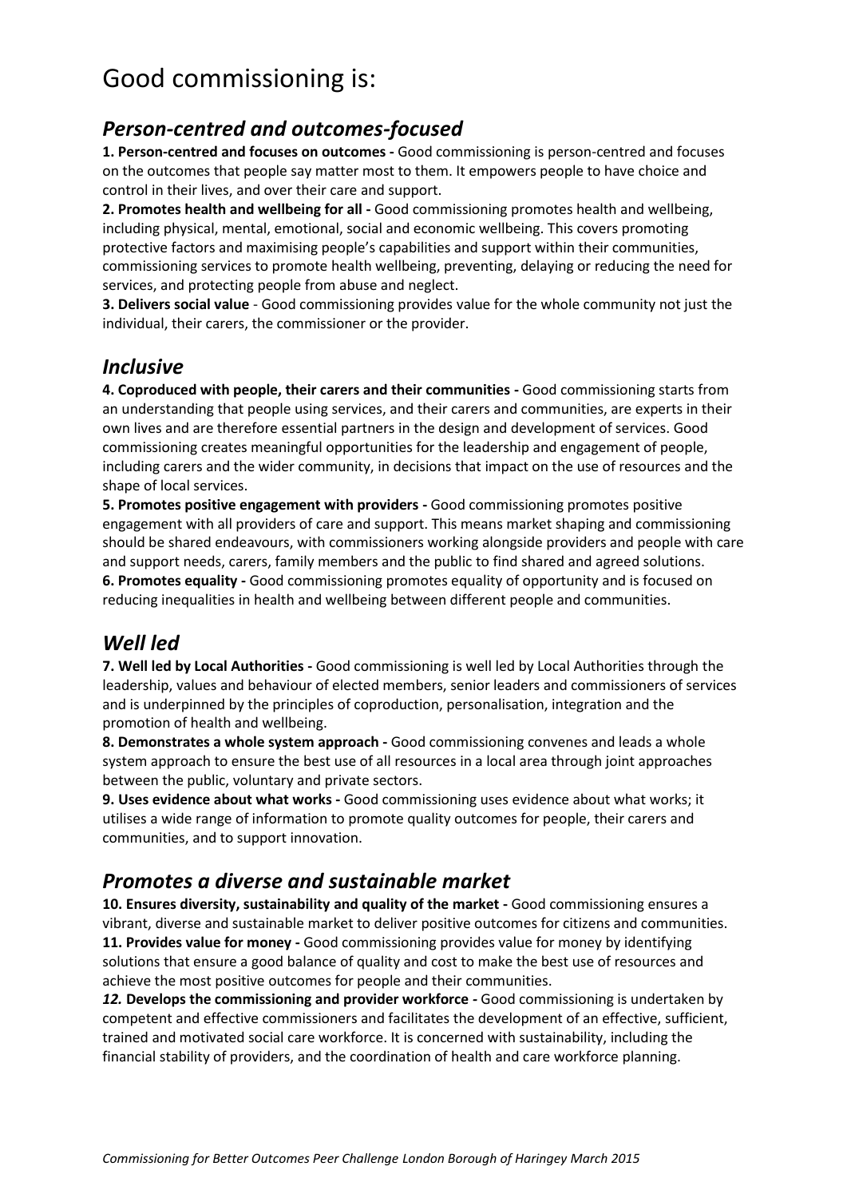# Good commissioning is:

## *Person-centred and outcomes-focused*

**1. Person-centred and focuses on outcomes -** Good commissioning is person-centred and focuses on the outcomes that people say matter most to them. It empowers people to have choice and control in their lives, and over their care and support.

**2. Promotes health and wellbeing for all -** Good commissioning promotes health and wellbeing, including physical, mental, emotional, social and economic wellbeing. This covers promoting protective factors and maximising people's capabilities and support within their communities, commissioning services to promote health wellbeing, preventing, delaying or reducing the need for services, and protecting people from abuse and neglect.

**3. Delivers social value** - Good commissioning provides value for the whole community not just the individual, their carers, the commissioner or the provider.

## *Inclusive*

**4. Coproduced with people, their carers and their communities -** Good commissioning starts from an understanding that people using services, and their carers and communities, are experts in their own lives and are therefore essential partners in the design and development of services. Good commissioning creates meaningful opportunities for the leadership and engagement of people, including carers and the wider community, in decisions that impact on the use of resources and the shape of local services.

**5. Promotes positive engagement with providers -** Good commissioning promotes positive engagement with all providers of care and support. This means market shaping and commissioning should be shared endeavours, with commissioners working alongside providers and people with care and support needs, carers, family members and the public to find shared and agreed solutions.

**6. Promotes equality -** Good commissioning promotes equality of opportunity and is focused on reducing inequalities in health and wellbeing between different people and communities.

## *Well led*

**7. Well led by Local Authorities -** Good commissioning is well led by Local Authorities through the leadership, values and behaviour of elected members, senior leaders and commissioners of services and is underpinned by the principles of coproduction, personalisation, integration and the promotion of health and wellbeing.

**8. Demonstrates a whole system approach -** Good commissioning convenes and leads a whole system approach to ensure the best use of all resources in a local area through joint approaches between the public, voluntary and private sectors.

**9. Uses evidence about what works -** Good commissioning uses evidence about what works; it utilises a wide range of information to promote quality outcomes for people, their carers and communities, and to support innovation.

## *Promotes a diverse and sustainable market*

**10. Ensures diversity, sustainability and quality of the market -** Good commissioning ensures a vibrant, diverse and sustainable market to deliver positive outcomes for citizens and communities.

**11. Provides value for money -** Good commissioning provides value for money by identifying solutions that ensure a good balance of quality and cost to make the best use of resources and achieve the most positive outcomes for people and their communities.

***12.* Develops the commissioning and provider workforce -** Good commissioning is undertaken by competent and effective commissioners and facilitates the development of an effective, sufficient, trained and motivated social care workforce. It is concerned with sustainability, including the financial stability of providers, and the coordination of health and care workforce planning.